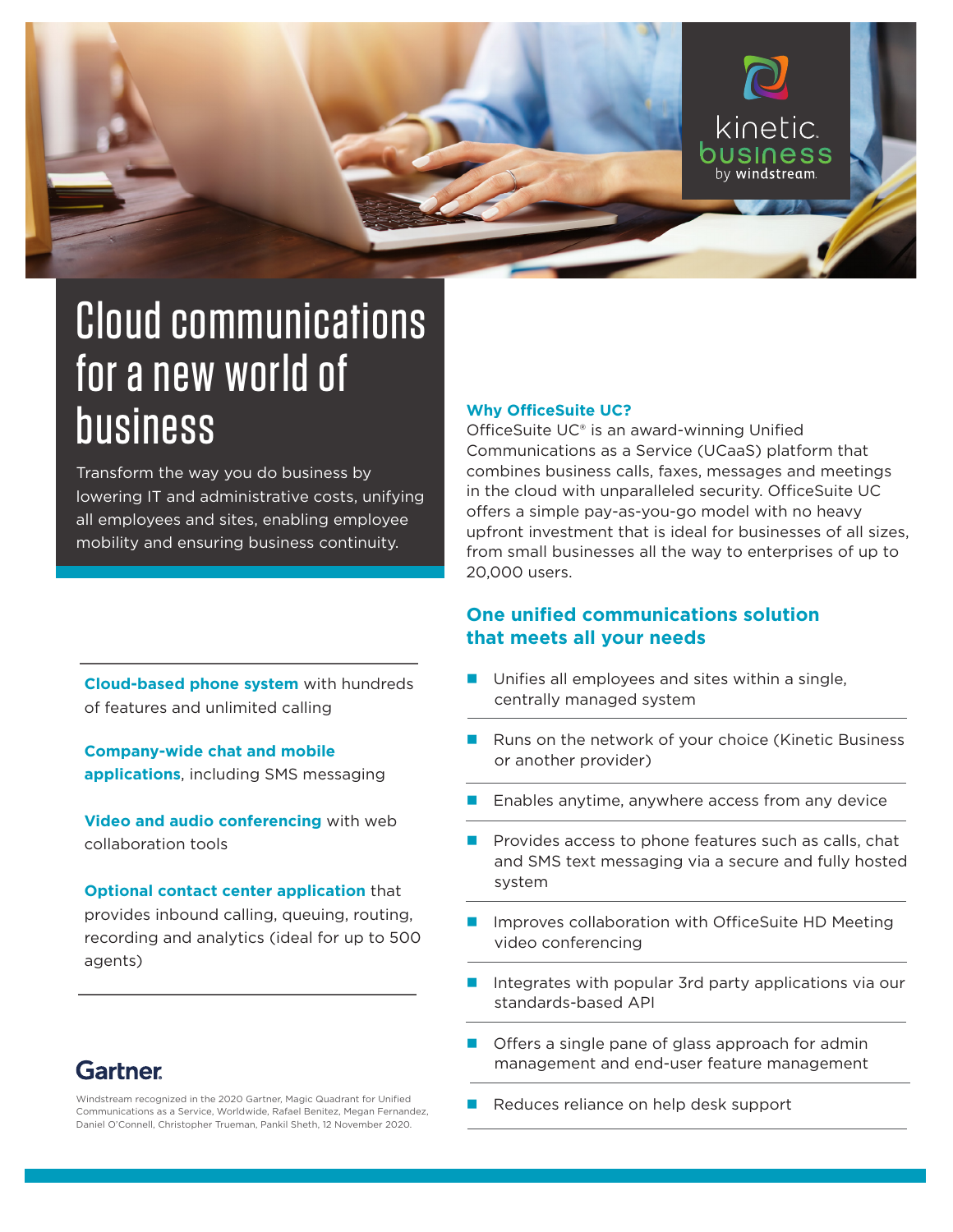kinetic business by windstream

# Cloud communications for a new world of business

Transform the way you do business by lowering IT and administrative costs, unifying all employees and sites, enabling employee mobility and ensuring business continuity.

### Why OfficeSuite UC?

OfficeSuite UC® is an award-winning Unified Communications as a Service (UCaaS) platform that combines business calls, faxes, messages and meetings in the cloud with unparalleled security. OfficeSuite UC offers a simple pay-as-you-go model with no heavy upfront investment that is ideal for businesses of all sizes, from small businesses all the way to enterprises of up to 20,000 users.

**Cloud-based phone system** with hundreds of features and unlimited calling

**Company-wide chat and mobile applications**, including SMS messaging

**Video and audio conferencing** with web collaboration tools

**Optional contact center application** that provides inbound calling, queuing, routing, recording and analytics (ideal for up to 500 agents)

## One unified communications solution that meets all your needs

- Unifies all employees and sites within a single, centrally managed system
- Runs on the network of your choice (Kinetic Business or another provider)
- Enables anytime, anywhere access from any device
- Provides access to phone features such as calls, chat and SMS text messaging via a secure and fully hosted system
- Improves collaboration with OfficeSuite HD Meeting video conferencing
- Integrates with popular 3rd party applications via our standards-based API
- Offers a single pane of glass approach for admin management and end-user feature management
- Reduces reliance on help desk support

**Gartner**

Windstream recognized in the 2020 Gartner, Magic Quadrant for Unified Communications as a Service, Worldwide, Rafael Benitez, Megan Fernandez, Daniel O'Connell, Christopher Trueman, Pankil Sheth, 12 November 2020.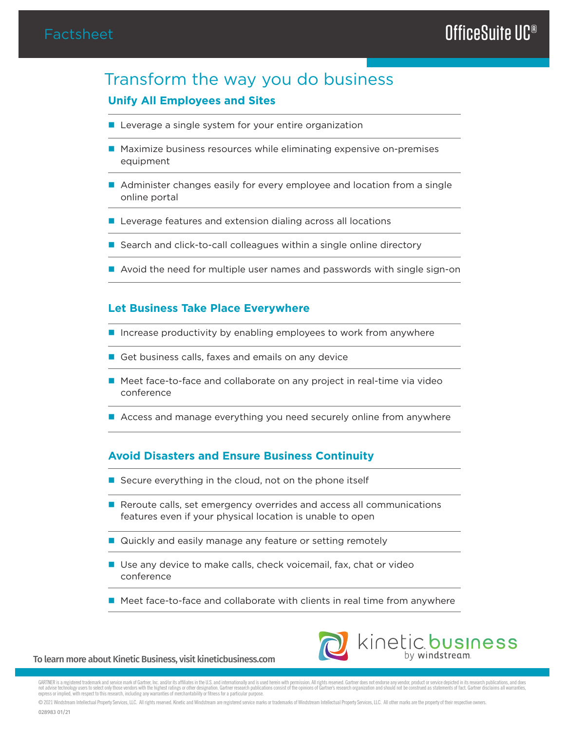Factsheet

OfficeSuite UC®

# Transform the way you do business

## Unify All Employees and Sites

- Leverage a single system for your entire organization
- Maximize business resources while eliminating expensive on-premises equipment
- Administer changes easily for every employee and location from a single online portal
- Leverage features and extension dialing across all locations
- Search and click-to-call colleagues within a single online directory
- Avoid the need for multiple user names and passwords with single sign-on

## Let Business Take Place Everywhere

- Increase productivity by enabling employees to work from anywhere
- Get business calls, faxes and emails on any device
- Meet face-to-face and collaborate on any project in real-time via video conference
- Access and manage everything you need securely online from anywhere

## Avoid Disasters and Ensure Business Continuity

- Secure everything in the cloud, not on the phone itself
- Reroute calls, set emergency overrides and access all communications features even if your physical location is unable to open
- Quickly and easily manage any feature or setting remotely
- Use any device to make calls, check voicemail, fax, chat or video conference
- Meet face-to-face and collaborate with clients in real time from anywhere

**To learn more about Kinetic Business, visit kineticbusiness.com**

kinetic business by windstream.

GARTNER is a registered trademark and service mark of Gartner, Inc. and/or its affiliates in the U.S. and internationally and is used herein with permission. All rights reserved. Gartner does not endorse any vendor, product or service depicted in its research publications, and does not advise technology users to select only those vendors with the highest ratings or other designation. Gartner research publications consist of the opinions of Gartner's research organization and should not be construed as statements of fact. Gartner disclaims all warranties, express or implied, with respect to this research, including any warranties of merchantability or fitness for a particular purpose.

© 2021 Windstream Intellectual Property Services, LLC. All rights reserved. Kinetic and Windstream are registered service marks or trademarks of Windstream Intellectual Property Services, LLC. All other marks are the property of their respective owners.

028983 01/21